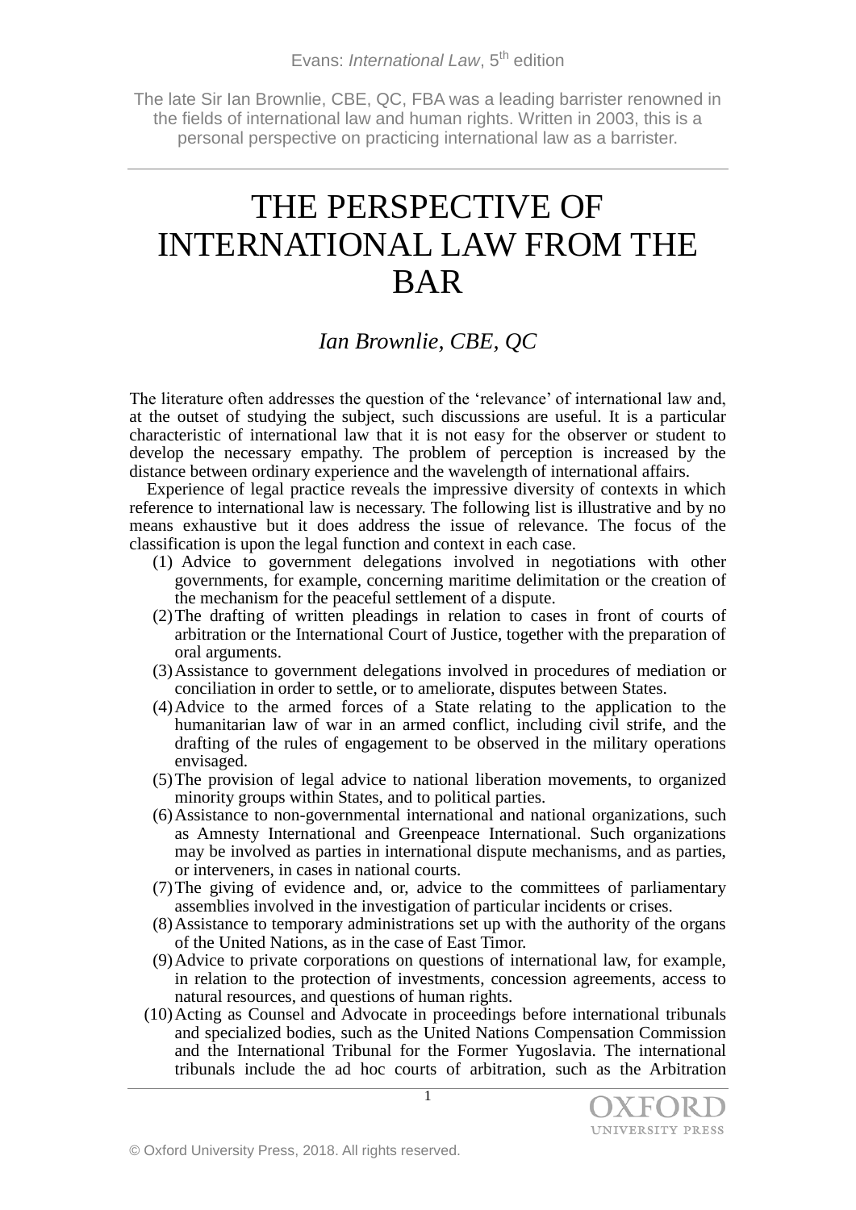Evans: *International Law*, 5th edition

The late Sir Ian Brownlie, CBE, QC, FBA was a leading barrister renowned in the fields of international law and human rights. Written in 2003, this is a personal perspective on practicing international law as a barrister.

# THE PERSPECTIVE OF INTERNATIONAL LAW FROM THE BAR

*Ian Brownlie, CBE, QC*

The literature often addresses the question of the 'relevance' of international law and, at the outset of studying the subject, such discussions are useful. It is a particular characteristic of international law that it is not easy for the observer or student to develop the necessary empathy. The problem of perception is increased by the distance between ordinary experience and the wavelength of international affairs.

Experience of legal practice reveals the impressive diversity of contexts in which reference to international law is necessary. The following list is illustrative and by no means exhaustive but it does address the issue of relevance. The focus of the classification is upon the legal function and context in each case.

(1) Advice to government delegations involved in negotiations with other governments, for example, concerning maritime delimitation or the creation of the mechanism for the peaceful settlement of a dispute.

(2) The drafting of written pleadings in relation to cases in front of courts of arbitration or the International Court of Justice, together with the preparation of oral arguments.

(3) Assistance to government delegations involved in procedures of mediation or conciliation in order to settle, or to ameliorate, disputes between States.

(4) Advice to the armed forces of a State relating to the application to the humanitarian law of war in an armed conflict, including civil strife, and the drafting of the rules of engagement to be observed in the military operations envisaged.

(5) The provision of legal advice to national liberation movements, to organized minority groups within States, and to political parties.

(6) Assistance to non-governmental international and national organizations, such as Amnesty International and Greenpeace International. Such organizations may be involved as parties in international dispute mechanisms, and as parties, or interveners, in cases in national courts.

(7) The giving of evidence and, or, advice to the committees of parliamentary assemblies involved in the investigation of particular incidents or crises.

(8) Assistance to temporary administrations set up with the authority of the organs of the United Nations, as in the case of East Timor.

(9) Advice to private corporations on questions of international law, for example, in relation to the protection of investments, concession agreements, access to natural resources, and questions of human rights.

(10) Acting as Counsel and Advocate in proceedings before international tribunals and specialized bodies, such as the United Nations Compensation Commission and the International Tribunal for the Former Yugoslavia. The international tribunals include the ad hoc courts of arbitration, such as the Arbitration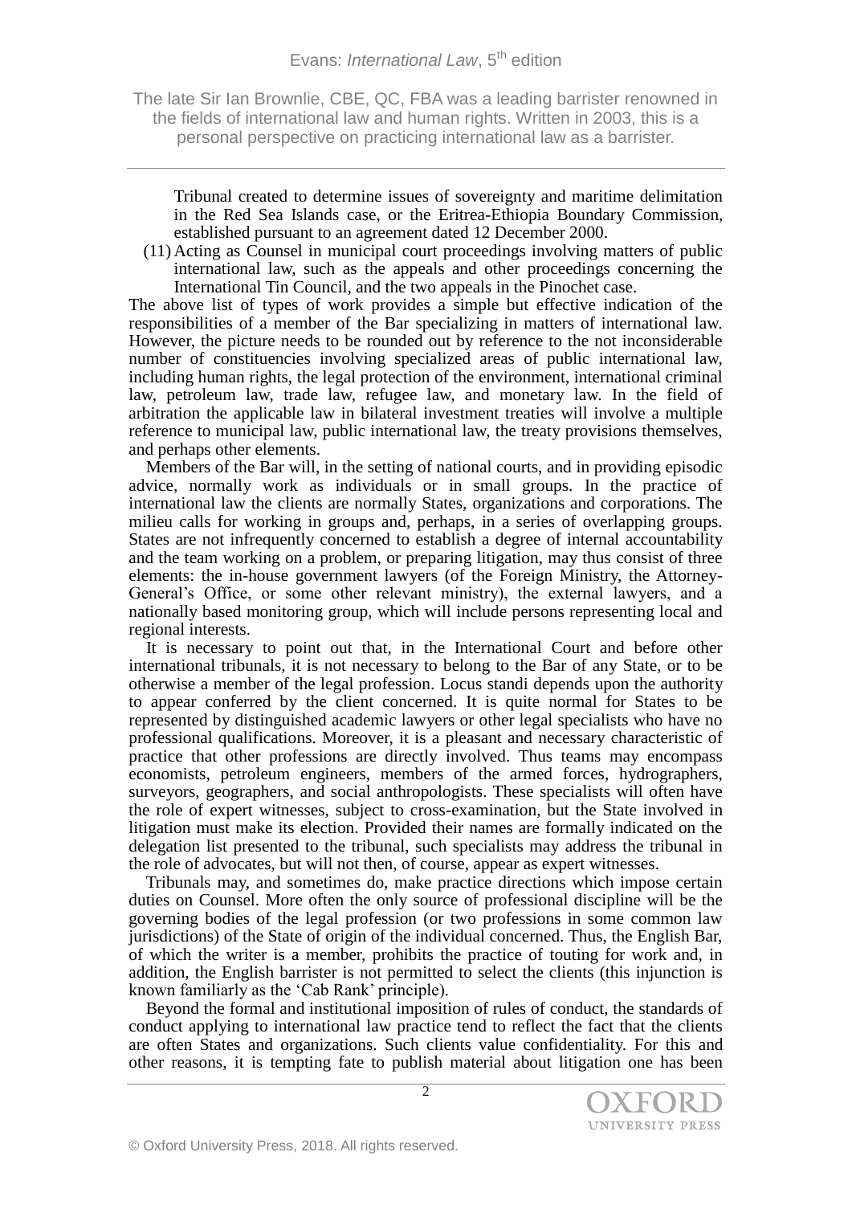Tribunal created to determine issues of sovereignty and maritime delimitation in the Red Sea Islands case, or the Eritrea-Ethiopia Boundary Commission, established pursuant to an agreement dated 12 December 2000.

(11) Acting as Counsel in municipal court proceedings involving matters of public international law, such as the appeals and other proceedings concerning the International Tin Council, and the two appeals in the Pinochet case.

The above list of types of work provides a simple but effective indication of the responsibilities of a member of the Bar specializing in matters of international law. However, the picture needs to be rounded out by reference to the not inconsiderable number of constituencies involving specialized areas of public international law, including human rights, the legal protection of the environment, international criminal law, petroleum law, trade law, refugee law, and monetary law. In the field of arbitration the applicable law in bilateral investment treaties will involve a multiple reference to municipal law, public international law, the treaty provisions themselves, and perhaps other elements.

Members of the Bar will, in the setting of national courts, and in providing episodic advice, normally work as individuals or in small groups. In the practice of international law the clients are normally States, organizations and corporations. The milieu calls for working in groups and, perhaps, in a series of overlapping groups. States are not infrequently concerned to establish a degree of internal accountability and the team working on a problem, or preparing litigation, may thus consist of three elements: the in-house government lawyers (of the Foreign Ministry, the Attorney-General's Office, or some other relevant ministry), the external lawyers, and a nationally based monitoring group, which will include persons representing local and regional interests.

It is necessary to point out that, in the International Court and before other international tribunals, it is not necessary to belong to the Bar of any State, or to be otherwise a member of the legal profession. Locus standi depends upon the authority to appear conferred by the client concerned. It is quite normal for States to be represented by distinguished academic lawyers or other legal specialists who have no professional qualifications. Moreover, it is a pleasant and necessary characteristic of practice that other professions are directly involved. Thus teams may encompass economists, petroleum engineers, members of the armed forces, hydrographers, surveyors, geographers, and social anthropologists. These specialists will often have the role of expert witnesses, subject to cross-examination, but the State involved in litigation must make its election. Provided their names are formally indicated on the delegation list presented to the tribunal, such specialists may address the tribunal in the role of advocates, but will not then, of course, appear as expert witnesses.

Tribunals may, and sometimes do, make practice directions which impose certain duties on Counsel. More often the only source of professional discipline will be the governing bodies of the legal profession (or two professions in some common law jurisdictions) of the State of origin of the individual concerned. Thus, the English Bar, of which the writer is a member, prohibits the practice of touting for work and, in addition, the English barrister is not permitted to select the clients (this injunction is known familiarly as the 'Cab Rank' principle).

Beyond the formal and institutional imposition of rules of conduct, the standards of conduct applying to international law practice tend to reflect the fact that the clients are often States and organizations. Such clients value confidentiality. For this and other reasons, it is tempting fate to publish material about litigation one has been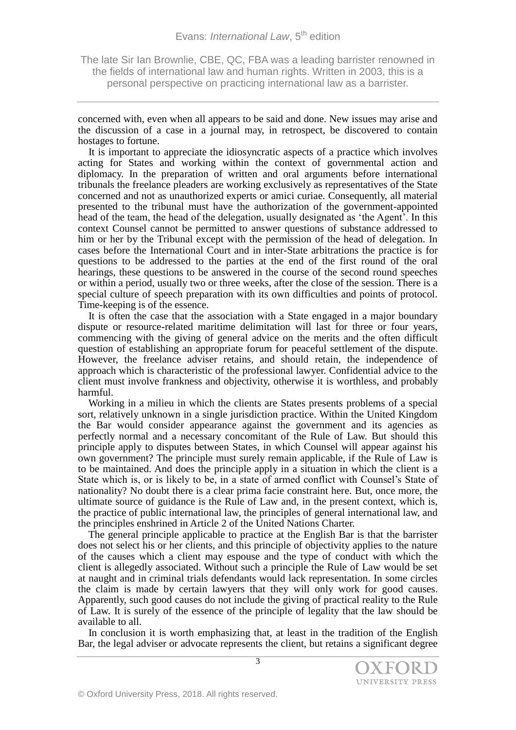concerned with, even when all appears to be said and done. New issues may arise and the discussion of a case in a journal may, in retrospect, be discovered to contain hostages to fortune.

It is important to appreciate the idiosyncratic aspects of a practice which involves acting for States and working within the context of governmental action and diplomacy. In the preparation of written and oral arguments before international tribunals the freelance pleaders are working exclusively as representatives of the State concerned and not as unauthorized experts or amici curiae. Consequently, all material presented to the tribunal must have the authorization of the government-appointed head of the team, the head of the delegation, usually designated as 'the Agent'. In this context Counsel cannot be permitted to answer questions of substance addressed to him or her by the Tribunal except with the permission of the head of delegation. In cases before the International Court and in inter-State arbitrations the practice is for questions to be addressed to the parties at the end of the first round of the oral hearings, these questions to be answered in the course of the second round speeches or within a period, usually two or three weeks, after the close of the session. There is a special culture of speech preparation with its own difficulties and points of protocol. Time-keeping is of the essence.

It is often the case that the association with a State engaged in a major boundary dispute or resource-related maritime delimitation will last for three or four years, commencing with the giving of general advice on the merits and the often difficult question of establishing an appropriate forum for peaceful settlement of the dispute. However, the freelance adviser retains, and should retain, the independence of approach which is characteristic of the professional lawyer. Confidential advice to the client must involve frankness and objectivity, otherwise it is worthless, and probably harmful.

Working in a milieu in which the clients are States presents problems of a special sort, relatively unknown in a single jurisdiction practice. Within the United Kingdom the Bar would consider appearance against the government and its agencies as perfectly normal and a necessary concomitant of the Rule of Law. But should this principle apply to disputes between States, in which Counsel will appear against his own government? The principle must surely remain applicable, if the Rule of Law is to be maintained. And does the principle apply in a situation in which the client is a State which is, or is likely to be, in a state of armed conflict with Counsel's State of nationality? No doubt there is a clear prima facie constraint here. But, once more, the ultimate source of guidance is the Rule of Law and, in the present context, which is, the practice of public international law, the principles of general international law, and the principles enshrined in Article 2 of the United Nations Charter.

The general principle applicable to practice at the English Bar is that the barrister does not select his or her clients, and this principle of objectivity applies to the nature of the causes which a client may espouse and the type of conduct with which the client is allegedly associated. Without such a principle the Rule of Law would be set at naught and in criminal trials defendants would lack representation. In some circles the claim is made by certain lawyers that they will only work for good causes. Apparently, such good causes do not include the giving of practical reality to the Rule of Law. It is surely of the essence of the principle of legality that the law should be available to all.

In conclusion it is worth emphasizing that, at least in the tradition of the English Bar, the legal adviser or advocate represents the client, but retains a significant degree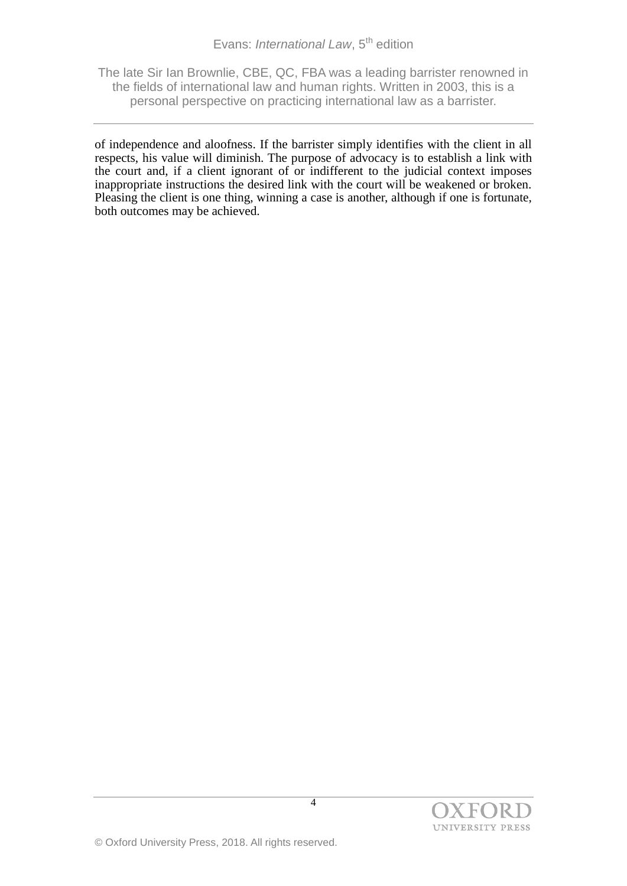of independence and aloofness. If the barrister simply identifies with the client in all respects, his value will diminish. The purpose of advocacy is to establish a link with the court and, if a client ignorant of or indifferent to the judicial context imposes inappropriate instructions the desired link with the court will be weakened or broken. Pleasing the client is one thing, winning a case is another, although if one is fortunate, both outcomes may be achieved.